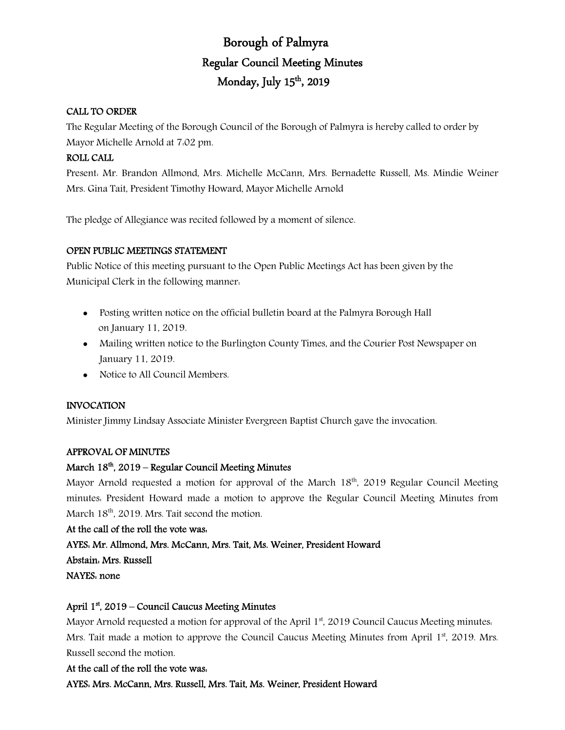# Borough of Palmyra

## Regular Council Meeting Minutes

## Monday, July 15th, 2019

**CALL TO ORDER**

The Regular Meeting of the Borough Council of the Borough of Palmyra is hereby called to order by Mayor Michelle Arnold at 7:02 pm.

**ROLL CALL**

Present: Mr. Brandon Allmond, Mrs. Michelle McCann, Mrs. Bernadette Russell, Ms. Mindie Weiner Mrs. Gina Tait, President Timothy Howard, Mayor Michelle Arnold

The pledge of Allegiance was recited followed by a moment of silence.

**OPEN PUBLIC MEETINGS STATEMENT**

Public Notice of this meeting pursuant to the Open Public Meetings Act has been given by the Municipal Clerk in the following manner:

- Posting written notice on the official bulletin board at the Palmyra Borough Hall on January 11, 2019.
- Mailing written notice to the Burlington County Times, and the Courier Post Newspaper on January 11, 2019.
- Notice to All Council Members.

**INVOCATION**

Minister Jimmy Lindsay Associate Minister Evergreen Baptist Church gave the invocation.

**APPROVAL OF MINUTES**

**March 18th, 2019 – Regular Council Meeting Minutes**

Mayor Arnold requested a motion for approval of the March 18th, 2019 Regular Council Meeting minutes: President Howard made a motion to approve the Regular Council Meeting Minutes from March 18th, 2019. Mrs. Tait second the motion.

**At the call of the roll the vote was:**

**AYES: Mr. Allmond, Mrs. McCann, Mrs. Tait, Ms. Weiner, President Howard**

**Abstain: Mrs. Russell**

**NAYES: none**

**April 1st, 2019 – Council Caucus Meeting Minutes**

Mayor Arnold requested a motion for approval of the April 1st, 2019 Council Caucus Meeting minutes: Mrs. Tait made a motion to approve the Council Caucus Meeting Minutes from April 1st, 2019. Mrs. Russell second the motion.

**At the call of the roll the vote was:**

**AYES: Mrs. McCann, Mrs. Russell, Mrs. Tait, Ms. Weiner, President Howard**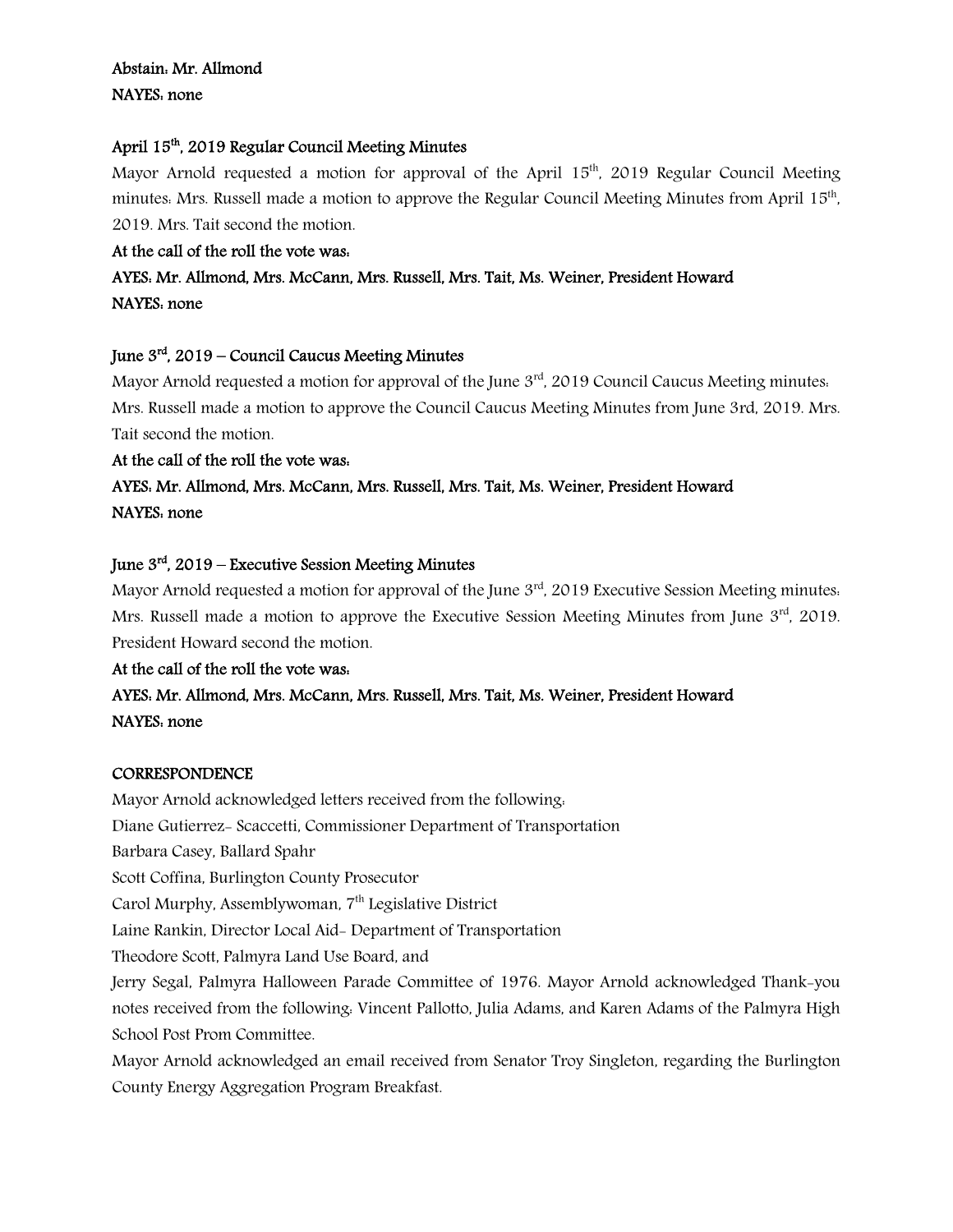**Abstain: Mr. Allmond**
**NAYES: none**

**April 15th, 2019 Regular Council Meeting Minutes**

Mayor Arnold requested a motion for approval of the April 15th, 2019 Regular Council Meeting minutes: Mrs. Russell made a motion to approve the Regular Council Meeting Minutes from April 15th, 2019. Mrs. Tait second the motion.

**At the call of the roll the vote was:**
**AYES: Mr. Allmond, Mrs. McCann, Mrs. Russell, Mrs. Tait, Ms. Weiner, President Howard**
**NAYES: none**

**June 3rd, 2019 – Council Caucus Meeting Minutes**

Mayor Arnold requested a motion for approval of the June 3rd, 2019 Council Caucus Meeting minutes: Mrs. Russell made a motion to approve the Council Caucus Meeting Minutes from June 3rd, 2019. Mrs. Tait second the motion.

**At the call of the roll the vote was:**
**AYES: Mr. Allmond, Mrs. McCann, Mrs. Russell, Mrs. Tait, Ms. Weiner, President Howard**
**NAYES: none**

**June 3rd, 2019 – Executive Session Meeting Minutes**

Mayor Arnold requested a motion for approval of the June 3rd, 2019 Executive Session Meeting minutes: Mrs. Russell made a motion to approve the Executive Session Meeting Minutes from June 3rd, 2019. President Howard second the motion.

**At the call of the roll the vote was:**
**AYES: Mr. Allmond, Mrs. McCann, Mrs. Russell, Mrs. Tait, Ms. Weiner, President Howard**
**NAYES: none**

**CORRESPONDENCE**

Mayor Arnold acknowledged letters received from the following:
Diane Gutierrez- Scaccetti, Commissioner Department of Transportation
Barbara Casey, Ballard Spahr
Scott Coffina, Burlington County Prosecutor
Carol Murphy, Assemblywoman, 7th Legislative District
Laine Rankin, Director Local Aid- Department of Transportation
Theodore Scott, Palmyra Land Use Board, and
Jerry Segal, Palmyra Halloween Parade Committee of 1976. Mayor Arnold acknowledged Thank-you notes received from the following: Vincent Pallotto, Julia Adams, and Karen Adams of the Palmyra High School Post Prom Committee.

Mayor Arnold acknowledged an email received from Senator Troy Singleton, regarding the Burlington County Energy Aggregation Program Breakfast.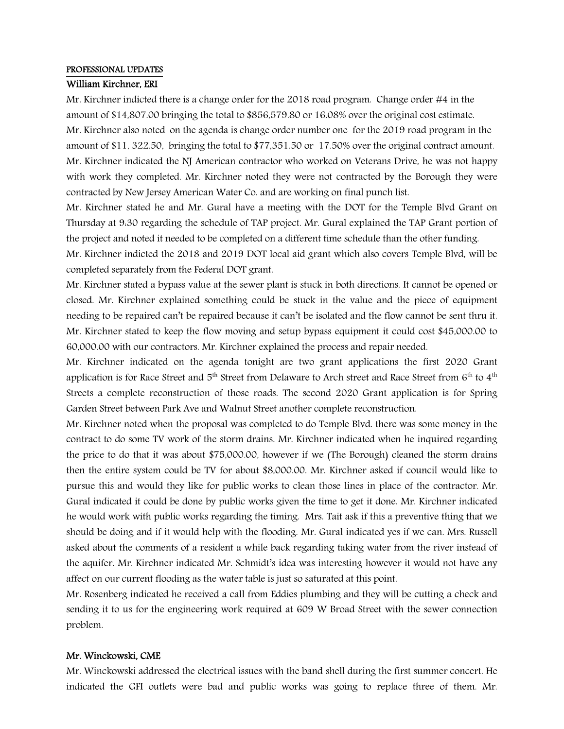## PROFESSIONAL UPDATES

**William Kirchner, ERI**

Mr. Kirchner indicted there is a change order for the 2018 road program. Change order #4 in the amount of $14,807.00 bringing the total to $856,579.80 or 16.08% over the original cost estimate.

Mr. Kirchner also noted on the agenda is change order number one for the 2019 road program in the amount of $11, 322.50, bringing the total to $77,351.50 or 17.50% over the original contract amount.

Mr. Kirchner indicated the NJ American contractor who worked on Veterans Drive, he was not happy with work they completed. Mr. Kirchner noted they were not contracted by the Borough they were contracted by New Jersey American Water Co. and are working on final punch list.

Mr. Kirchner stated he and Mr. Gural have a meeting with the DOT for the Temple Blvd Grant on Thursday at 9:30 regarding the schedule of TAP project. Mr. Gural explained the TAP Grant portion of the project and noted it needed to be completed on a different time schedule than the other funding.

Mr. Kirchner indicted the 2018 and 2019 DOT local aid grant which also covers Temple Blvd, will be completed separately from the Federal DOT grant.

Mr. Kirchner stated a bypass value at the sewer plant is stuck in both directions. It cannot be opened or closed. Mr. Kirchner explained something could be stuck in the value and the piece of equipment needing to be repaired can't be repaired because it can't be isolated and the flow cannot be sent thru it. Mr. Kirchner stated to keep the flow moving and setup bypass equipment it could cost $45,000.00 to 60,000.00 with our contractors. Mr. Kirchner explained the process and repair needed.

Mr. Kirchner indicated on the agenda tonight are two grant applications the first 2020 Grant application is for Race Street and 5th Street from Delaware to Arch street and Race Street from 6th to 4th Streets a complete reconstruction of those roads. The second 2020 Grant application is for Spring Garden Street between Park Ave and Walnut Street another complete reconstruction.

Mr. Kirchner noted when the proposal was completed to do Temple Blvd. there was some money in the contract to do some TV work of the storm drains. Mr. Kirchner indicated when he inquired regarding the price to do that it was about $75,000.00, however if we (The Borough) cleaned the storm drains then the entire system could be TV for about $8,000.00. Mr. Kirchner asked if council would like to pursue this and would they like for public works to clean those lines in place of the contractor. Mr. Gural indicated it could be done by public works given the time to get it done. Mr. Kirchner indicated he would work with public works regarding the timing. Mrs. Tait ask if this a preventive thing that we should be doing and if it would help with the flooding. Mr. Gural indicated yes if we can. Mrs. Russell asked about the comments of a resident a while back regarding taking water from the river instead of the aquifer. Mr. Kirchner indicated Mr. Schmidt's idea was interesting however it would not have any affect on our current flooding as the water table is just so saturated at this point.

Mr. Rosenberg indicated he received a call from Eddies plumbing and they will be cutting a check and sending it to us for the engineering work required at 609 W Broad Street with the sewer connection problem.

**Mr. Winckowski, CME**

Mr. Winckowski addressed the electrical issues with the band shell during the first summer concert. He indicated the GFI outlets were bad and public works was going to replace three of them. Mr.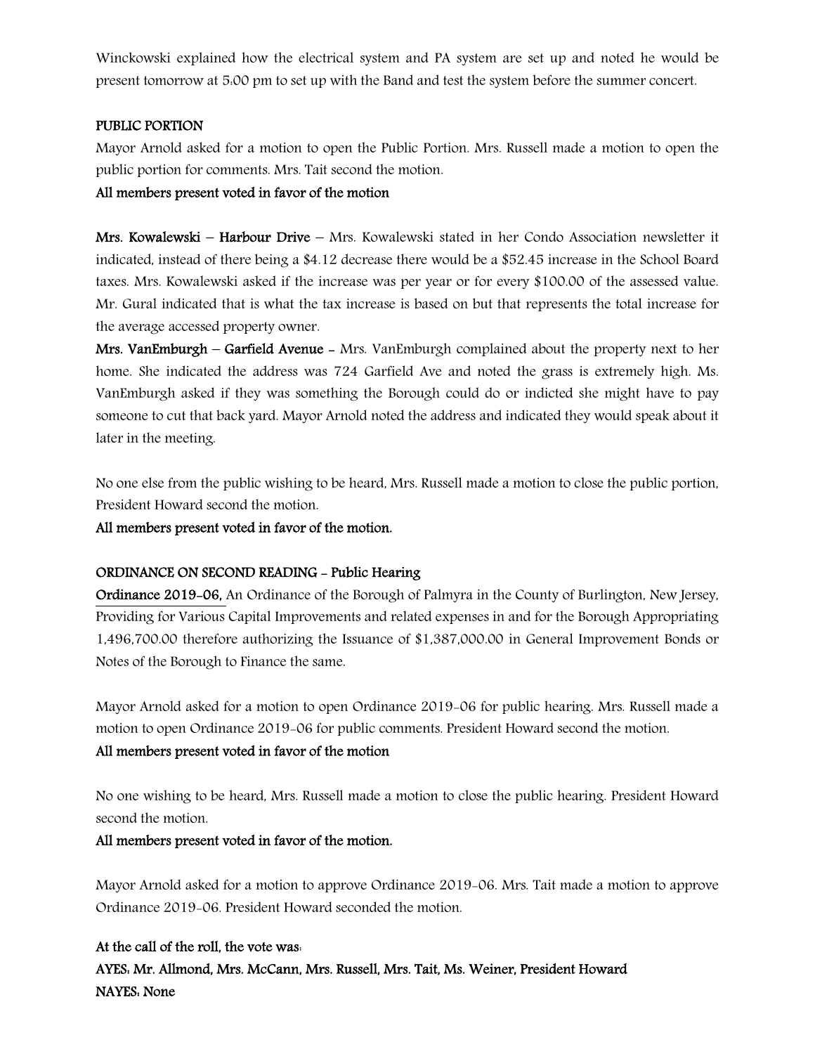Winckowski explained how the electrical system and PA system are set up and noted he would be present tomorrow at 5:00 pm to set up with the Band and test the system before the summer concert.

**PUBLIC PORTION**

Mayor Arnold asked for a motion to open the Public Portion. Mrs. Russell made a motion to open the public portion for comments. Mrs. Tait second the motion.

**All members present voted in favor of the motion**

**Mrs. Kowalewski – Harbour Drive** – Mrs. Kowalewski stated in her Condo Association newsletter it indicated, instead of there being a $4.12 decrease there would be a $52.45 increase in the School Board taxes. Mrs. Kowalewski asked if the increase was per year or for every $100.00 of the assessed value. Mr. Gural indicated that is what the tax increase is based on but that represents the total increase for the average accessed property owner.

**Mrs. VanEmburgh – Garfield Avenue** - Mrs. VanEmburgh complained about the property next to her home. She indicated the address was 724 Garfield Ave and noted the grass is extremely high. Ms. VanEmburgh asked if they was something the Borough could do or indicted she might have to pay someone to cut that back yard. Mayor Arnold noted the address and indicated they would speak about it later in the meeting.

No one else from the public wishing to be heard, Mrs. Russell made a motion to close the public portion, President Howard second the motion.

**All members present voted in favor of the motion.**

**ORDINANCE ON SECOND READING - Public Hearing**

**Ordinance 2019-06,** An Ordinance of the Borough of Palmyra in the County of Burlington, New Jersey, Providing for Various Capital Improvements and related expenses in and for the Borough Appropriating 1,496,700.00 therefore authorizing the Issuance of $1,387,000.00 in General Improvement Bonds or Notes of the Borough to Finance the same.

Mayor Arnold asked for a motion to open Ordinance 2019-06 for public hearing. Mrs. Russell made a motion to open Ordinance 2019-06 for public comments. President Howard second the motion.

**All members present voted in favor of the motion**

No one wishing to be heard, Mrs. Russell made a motion to close the public hearing. President Howard second the motion.

**All members present voted in favor of the motion.**

Mayor Arnold asked for a motion to approve Ordinance 2019-06. Mrs. Tait made a motion to approve Ordinance 2019-06. President Howard seconded the motion.

**At the call of the roll, the vote was:**
**AYES: Mr. Allmond, Mrs. McCann, Mrs. Russell, Mrs. Tait, Ms. Weiner, President Howard**
**NAYES: None**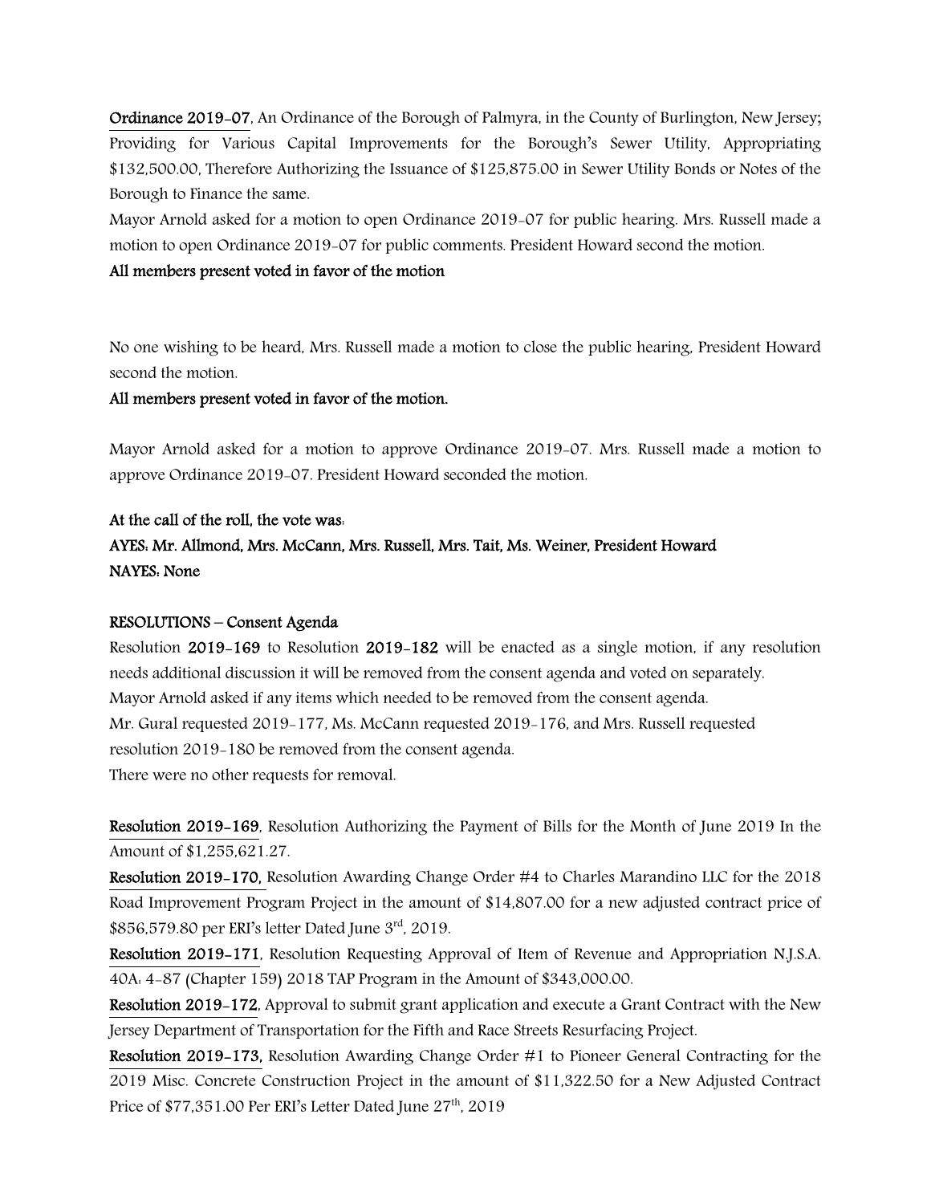**Ordinance 2019-07**, An Ordinance of the Borough of Palmyra, in the County of Burlington, New Jersey; Providing for Various Capital Improvements for the Borough's Sewer Utility, Appropriating $132,500.00, Therefore Authorizing the Issuance of $125,875.00 in Sewer Utility Bonds or Notes of the Borough to Finance the same.

Mayor Arnold asked for a motion to open Ordinance 2019-07 for public hearing. Mrs. Russell made a motion to open Ordinance 2019-07 for public comments. President Howard second the motion.

**All members present voted in favor of the motion**

No one wishing to be heard, Mrs. Russell made a motion to close the public hearing, President Howard second the motion.

**All members present voted in favor of the motion.**

Mayor Arnold asked for a motion to approve Ordinance 2019-07. Mrs. Russell made a motion to approve Ordinance 2019-07. President Howard seconded the motion.

**At the call of the roll, the vote was:**

**AYES: Mr. Allmond, Mrs. McCann, Mrs. Russell, Mrs. Tait, Ms. Weiner, President Howard**

**NAYES: None**

**RESOLUTIONS – Consent Agenda**

Resolution **2019-169** to Resolution **2019-182** will be enacted as a single motion, if any resolution needs additional discussion it will be removed from the consent agenda and voted on separately.

Mayor Arnold asked if any items which needed to be removed from the consent agenda.

Mr. Gural requested 2019-177, Ms. McCann requested 2019-176, and Mrs. Russell requested resolution 2019-180 be removed from the consent agenda.

There were no other requests for removal.

**Resolution 2019-169**, Resolution Authorizing the Payment of Bills for the Month of June 2019 In the Amount of $1,255,621.27.

**Resolution 2019-170,** Resolution Awarding Change Order #4 to Charles Marandino LLC for the 2018 Road Improvement Program Project in the amount of $14,807.00 for a new adjusted contract price of $856,579.80 per ERI's letter Dated June 3rd, 2019.

**Resolution 2019-171**, Resolution Requesting Approval of Item of Revenue and Appropriation N.J.S.A. 40A: 4-87 (Chapter 159) 2018 TAP Program in the Amount of $343,000.00.

**Resolution 2019-172**, Approval to submit grant application and execute a Grant Contract with the New Jersey Department of Transportation for the Fifth and Race Streets Resurfacing Project.

**Resolution 2019-173,** Resolution Awarding Change Order #1 to Pioneer General Contracting for the 2019 Misc. Concrete Construction Project in the amount of $11,322.50 for a New Adjusted Contract Price of $77,351.00 Per ERI's Letter Dated June 27th, 2019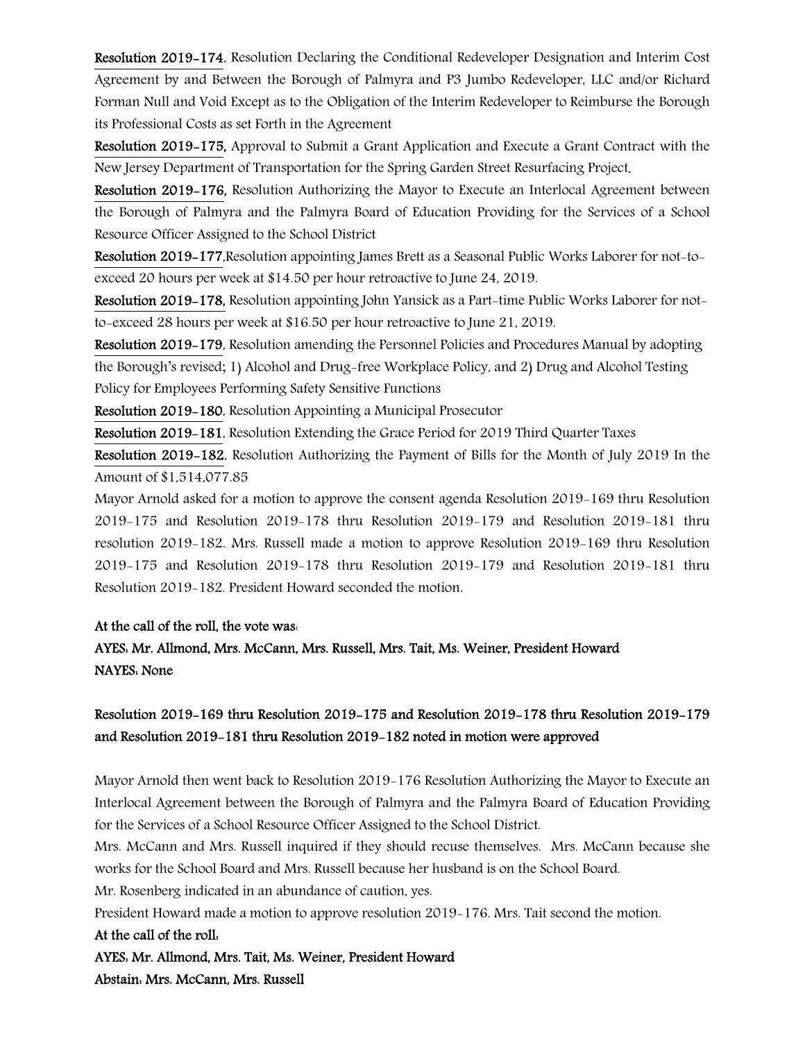**Resolution 2019-174**, Resolution Declaring the Conditional Redeveloper Designation and Interim Cost Agreement by and Between the Borough of Palmyra and P3 Jumbo Redeveloper, LLC and/or Richard Forman Null and Void Except as to the Obligation of the Interim Redeveloper to Reimburse the Borough its Professional Costs as set Forth in the Agreement

**Resolution 2019-175,** Approval to Submit a Grant Application and Execute a Grant Contract with the New Jersey Department of Transportation for the Spring Garden Street Resurfacing Project.

**Resolution 2019-176,** Resolution Authorizing the Mayor to Execute an Interlocal Agreement between the Borough of Palmyra and the Palmyra Board of Education Providing for the Services of a School Resource Officer Assigned to the School District

**Resolution 2019-177**,Resolution appointing James Brett as a Seasonal Public Works Laborer for not-to-exceed 20 hours per week at $14.50 per hour retroactive to June 24, 2019.

**Resolution 2019-178,** Resolution appointing John Yansick as a Part-time Public Works Laborer for not-to-exceed 28 hours per week at $16.50 per hour retroactive to June 21, 2019.

**Resolution 2019-179**, Resolution amending the Personnel Policies and Procedures Manual by adopting the Borough's revised; 1) Alcohol and Drug-free Workplace Policy, and 2) Drug and Alcohol Testing Policy for Employees Performing Safety Sensitive Functions

**Resolution 2019-180**, Resolution Appointing a Municipal Prosecutor

**Resolution 2019-181**, Resolution Extending the Grace Period for 2019 Third Quarter Taxes

**Resolution 2019-182**, Resolution Authorizing the Payment of Bills for the Month of July 2019 In the Amount of $1,514,077.85

Mayor Arnold asked for a motion to approve the consent agenda Resolution 2019-169 thru Resolution 2019-175 and Resolution 2019-178 thru Resolution 2019-179 and Resolution 2019-181 thru resolution 2019-182. Mrs. Russell made a motion to approve Resolution 2019-169 thru Resolution 2019-175 and Resolution 2019-178 thru Resolution 2019-179 and Resolution 2019-181 thru Resolution 2019-182. President Howard seconded the motion.

**At the call of the roll, the vote was:**

**AYES: Mr. Allmond, Mrs. McCann, Mrs. Russell, Mrs. Tait, Ms. Weiner, President Howard**

**NAYES: None**

**Resolution 2019-169 thru Resolution 2019-175 and Resolution 2019-178 thru Resolution 2019-179 and Resolution 2019-181 thru Resolution 2019-182 noted in motion were approved**

Mayor Arnold then went back to Resolution 2019-176 Resolution Authorizing the Mayor to Execute an Interlocal Agreement between the Borough of Palmyra and the Palmyra Board of Education Providing for the Services of a School Resource Officer Assigned to the School District.

Mrs. McCann and Mrs. Russell inquired if they should recuse themselves. Mrs. McCann because she works for the School Board and Mrs. Russell because her husband is on the School Board.

Mr. Rosenberg indicated in an abundance of caution, yes.

President Howard made a motion to approve resolution 2019-176. Mrs. Tait second the motion.

**At the call of the roll:**

**AYES: Mr. Allmond, Mrs. Tait, Ms. Weiner, President Howard**

**Abstain: Mrs. McCann, Mrs. Russell**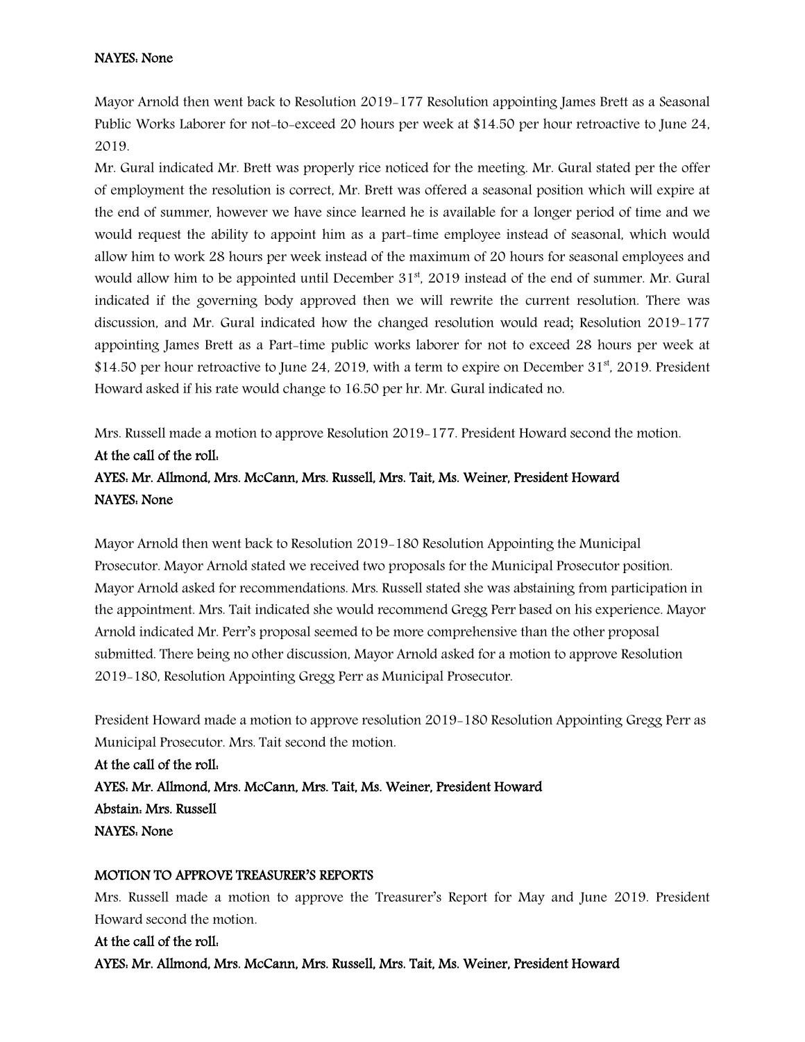**NAYES: None**

Mayor Arnold then went back to Resolution 2019-177 Resolution appointing James Brett as a Seasonal Public Works Laborer for not-to-exceed 20 hours per week at $14.50 per hour retroactive to June 24, 2019.

Mr. Gural indicated Mr. Brett was properly rice noticed for the meeting. Mr. Gural stated per the offer of employment the resolution is correct, Mr. Brett was offered a seasonal position which will expire at the end of summer, however we have since learned he is available for a longer period of time and we would request the ability to appoint him as a part-time employee instead of seasonal, which would allow him to work 28 hours per week instead of the maximum of 20 hours for seasonal employees and would allow him to be appointed until December 31st, 2019 instead of the end of summer. Mr. Gural indicated if the governing body approved then we will rewrite the current resolution. There was discussion, and Mr. Gural indicated how the changed resolution would read; Resolution 2019-177 appointing James Brett as a Part-time public works laborer for not to exceed 28 hours per week at $14.50 per hour retroactive to June 24, 2019, with a term to expire on December 31st, 2019. President Howard asked if his rate would change to 16.50 per hr. Mr. Gural indicated no.

Mrs. Russell made a motion to approve Resolution 2019-177. President Howard second the motion.

**At the call of the roll:**

**AYES: Mr. Allmond, Mrs. McCann, Mrs. Russell, Mrs. Tait, Ms. Weiner, President Howard**

**NAYES: None**

Mayor Arnold then went back to Resolution 2019-180 Resolution Appointing the Municipal Prosecutor. Mayor Arnold stated we received two proposals for the Municipal Prosecutor position. Mayor Arnold asked for recommendations. Mrs. Russell stated she was abstaining from participation in the appointment. Mrs. Tait indicated she would recommend Gregg Perr based on his experience. Mayor Arnold indicated Mr. Perr's proposal seemed to be more comprehensive than the other proposal submitted. There being no other discussion, Mayor Arnold asked for a motion to approve Resolution 2019-180, Resolution Appointing Gregg Perr as Municipal Prosecutor.

President Howard made a motion to approve resolution 2019-180 Resolution Appointing Gregg Perr as Municipal Prosecutor. Mrs. Tait second the motion.

**At the call of the roll:**

**AYES: Mr. Allmond, Mrs. McCann, Mrs. Tait, Ms. Weiner, President Howard**

**Abstain: Mrs. Russell**

**NAYES: None**

**MOTION TO APPROVE TREASURER'S REPORTS**

Mrs. Russell made a motion to approve the Treasurer's Report for May and June 2019. President Howard second the motion.

**At the call of the roll:**

**AYES: Mr. Allmond, Mrs. McCann, Mrs. Russell, Mrs. Tait, Ms. Weiner, President Howard**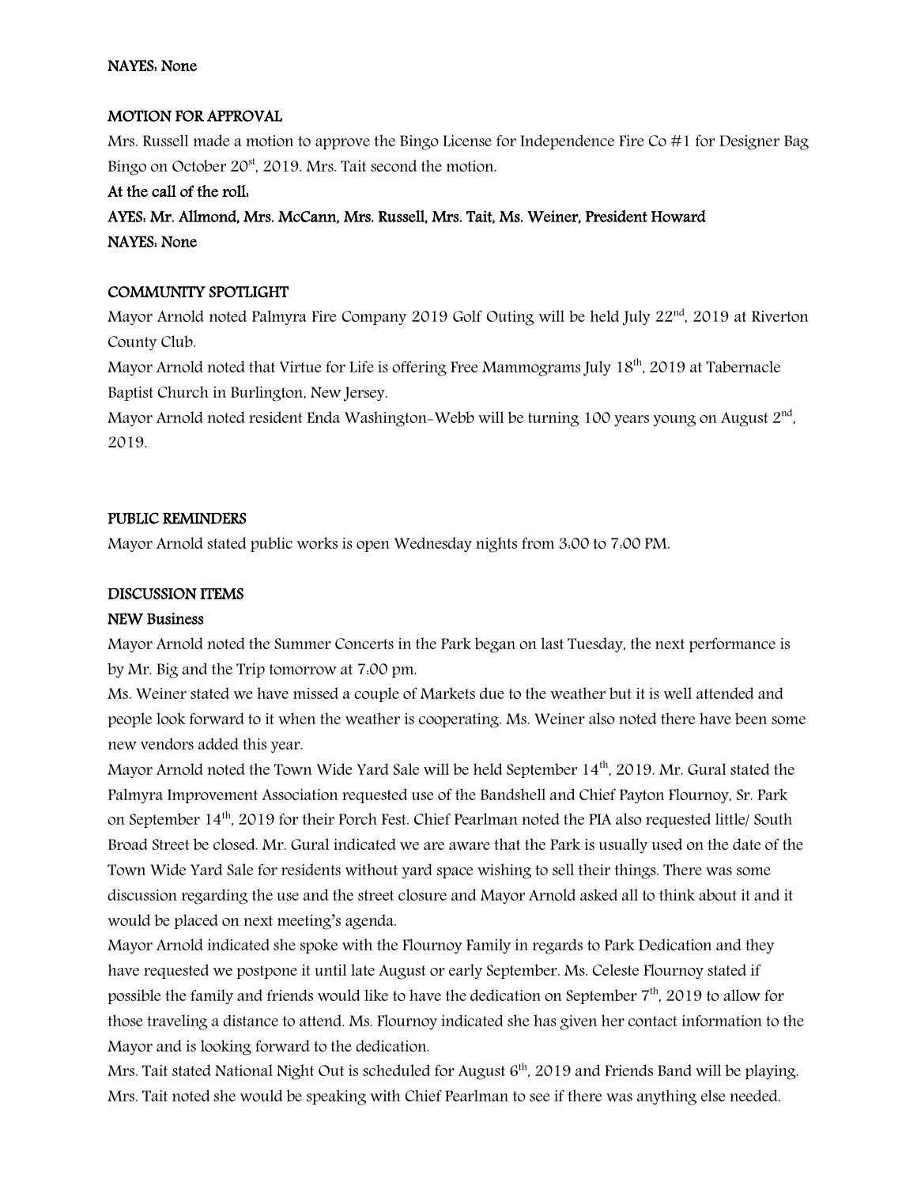**NAYES: None**

**MOTION FOR APPROVAL**

Mrs. Russell made a motion to approve the Bingo License for Independence Fire Co #1 for Designer Bag Bingo on October 20st, 2019. Mrs. Tait second the motion.

**At the call of the roll:**

**AYES: Mr. Allmond, Mrs. McCann, Mrs. Russell, Mrs. Tait, Ms. Weiner, President Howard**

**NAYES: None**

**COMMUNITY SPOTLIGHT**

Mayor Arnold noted Palmyra Fire Company 2019 Golf Outing will be held July 22nd, 2019 at Riverton County Club.

Mayor Arnold noted that Virtue for Life is offering Free Mammograms July 18th, 2019 at Tabernacle Baptist Church in Burlington, New Jersey.

Mayor Arnold noted resident Enda Washington-Webb will be turning 100 years young on August 2nd, 2019.

**PUBLIC REMINDERS**

Mayor Arnold stated public works is open Wednesday nights from 3:00 to 7:00 PM.

**DISCUSSION ITEMS**

**NEW Business**

Mayor Arnold noted the Summer Concerts in the Park began on last Tuesday, the next performance is by Mr. Big and the Trip tomorrow at 7:00 pm.

Ms. Weiner stated we have missed a couple of Markets due to the weather but it is well attended and people look forward to it when the weather is cooperating. Ms. Weiner also noted there have been some new vendors added this year.

Mayor Arnold noted the Town Wide Yard Sale will be held September 14th, 2019. Mr. Gural stated the Palmyra Improvement Association requested use of the Bandshell and Chief Payton Flournoy, Sr. Park on September 14th, 2019 for their Porch Fest. Chief Pearlman noted the PIA also requested little/ South Broad Street be closed. Mr. Gural indicated we are aware that the Park is usually used on the date of the Town Wide Yard Sale for residents without yard space wishing to sell their things. There was some discussion regarding the use and the street closure and Mayor Arnold asked all to think about it and it would be placed on next meeting's agenda.

Mayor Arnold indicated she spoke with the Flournoy Family in regards to Park Dedication and they have requested we postpone it until late August or early September. Ms. Celeste Flournoy stated if possible the family and friends would like to have the dedication on September 7th, 2019 to allow for those traveling a distance to attend. Ms. Flournoy indicated she has given her contact information to the Mayor and is looking forward to the dedication.

Mrs. Tait stated National Night Out is scheduled for August 6th, 2019 and Friends Band will be playing. Mrs. Tait noted she would be speaking with Chief Pearlman to see if there was anything else needed.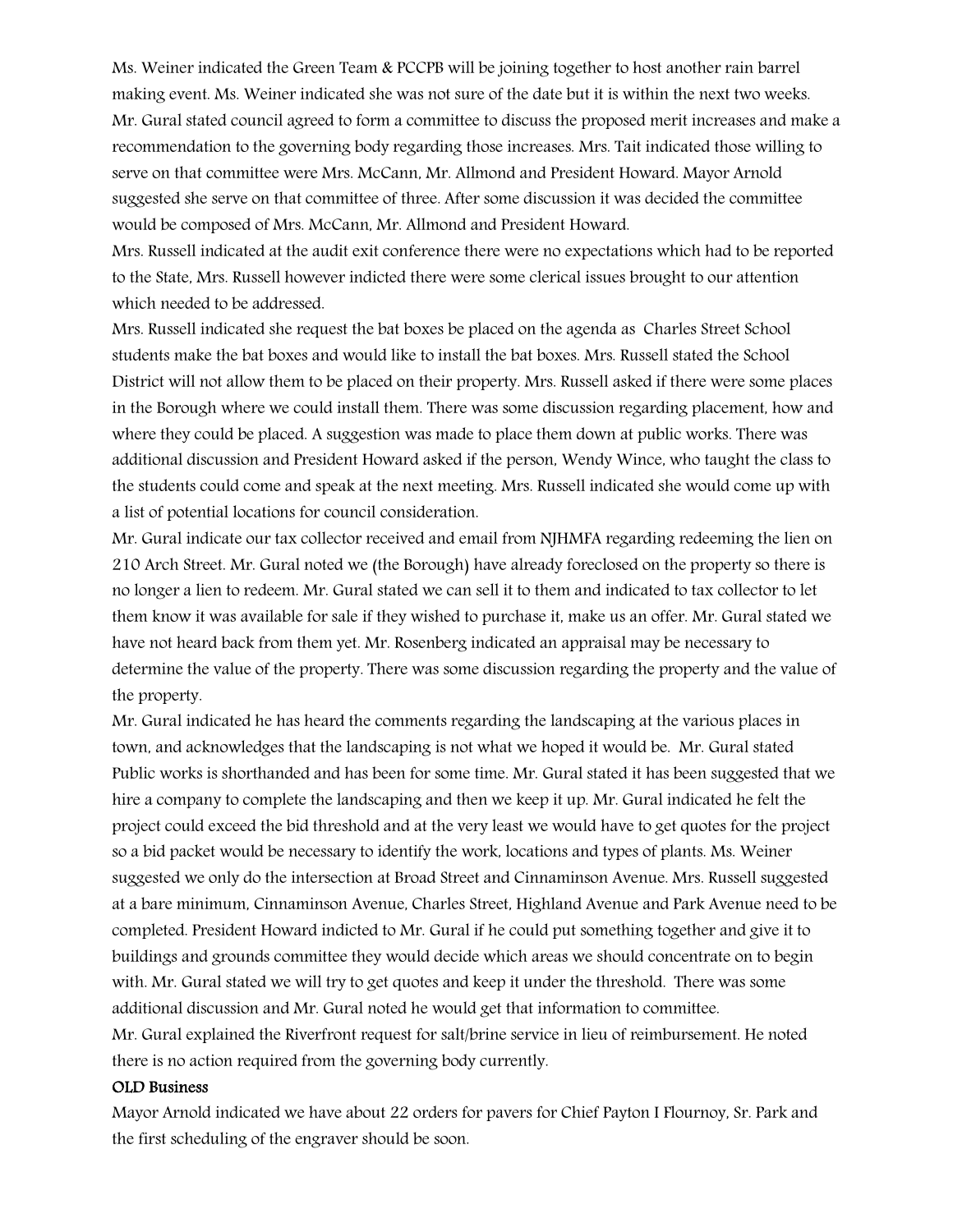Ms. Weiner indicated the Green Team & PCCPB will be joining together to host another rain barrel making event. Ms. Weiner indicated she was not sure of the date but it is within the next two weeks.

Mr. Gural stated council agreed to form a committee to discuss the proposed merit increases and make a recommendation to the governing body regarding those increases. Mrs. Tait indicated those willing to serve on that committee were Mrs. McCann, Mr. Allmond and President Howard. Mayor Arnold suggested she serve on that committee of three. After some discussion it was decided the committee would be composed of Mrs. McCann, Mr. Allmond and President Howard.

Mrs. Russell indicated at the audit exit conference there were no expectations which had to be reported to the State, Mrs. Russell however indicted there were some clerical issues brought to our attention which needed to be addressed.

Mrs. Russell indicated she request the bat boxes be placed on the agenda as Charles Street School students make the bat boxes and would like to install the bat boxes. Mrs. Russell stated the School District will not allow them to be placed on their property. Mrs. Russell asked if there were some places in the Borough where we could install them. There was some discussion regarding placement, how and where they could be placed. A suggestion was made to place them down at public works. There was additional discussion and President Howard asked if the person, Wendy Wince, who taught the class to the students could come and speak at the next meeting. Mrs. Russell indicated she would come up with a list of potential locations for council consideration.

Mr. Gural indicate our tax collector received and email from NJHMFA regarding redeeming the lien on 210 Arch Street. Mr. Gural noted we (the Borough) have already foreclosed on the property so there is no longer a lien to redeem. Mr. Gural stated we can sell it to them and indicated to tax collector to let them know it was available for sale if they wished to purchase it, make us an offer. Mr. Gural stated we have not heard back from them yet. Mr. Rosenberg indicated an appraisal may be necessary to determine the value of the property. There was some discussion regarding the property and the value of the property.

Mr. Gural indicated he has heard the comments regarding the landscaping at the various places in town, and acknowledges that the landscaping is not what we hoped it would be. Mr. Gural stated Public works is shorthanded and has been for some time. Mr. Gural stated it has been suggested that we hire a company to complete the landscaping and then we keep it up. Mr. Gural indicated he felt the project could exceed the bid threshold and at the very least we would have to get quotes for the project so a bid packet would be necessary to identify the work, locations and types of plants. Ms. Weiner suggested we only do the intersection at Broad Street and Cinnaminson Avenue. Mrs. Russell suggested at a bare minimum, Cinnaminson Avenue, Charles Street, Highland Avenue and Park Avenue need to be completed. President Howard indicted to Mr. Gural if he could put something together and give it to buildings and grounds committee they would decide which areas we should concentrate on to begin with. Mr. Gural stated we will try to get quotes and keep it under the threshold. There was some additional discussion and Mr. Gural noted he would get that information to committee.

Mr. Gural explained the Riverfront request for salt/brine service in lieu of reimbursement. He noted there is no action required from the governing body currently.

**OLD Business**

Mayor Arnold indicated we have about 22 orders for pavers for Chief Payton I Flournoy, Sr. Park and the first scheduling of the engraver should be soon.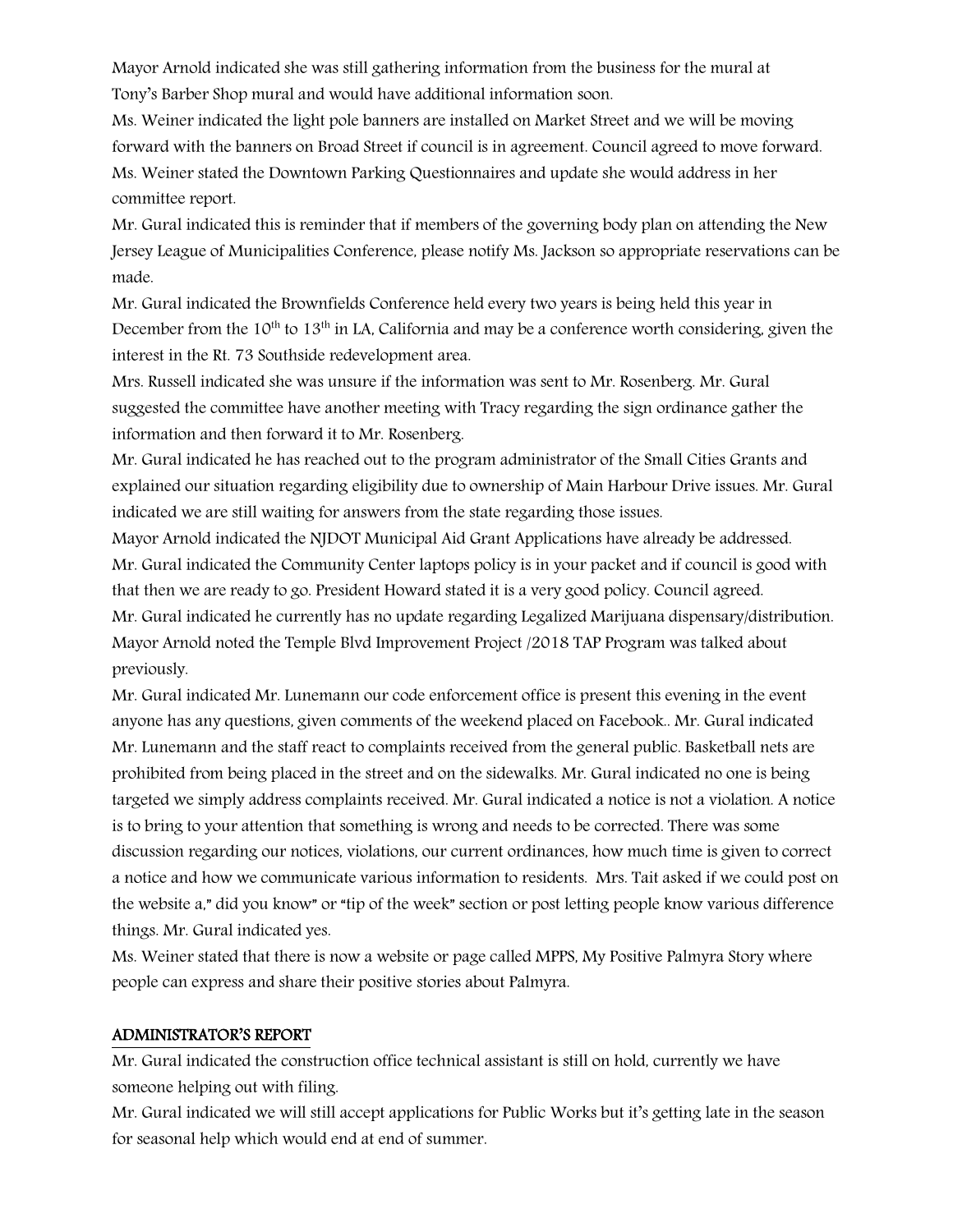Mayor Arnold indicated she was still gathering information from the business for the mural at Tony's Barber Shop mural and would have additional information soon.

Ms. Weiner indicated the light pole banners are installed on Market Street and we will be moving forward with the banners on Broad Street if council is in agreement. Council agreed to move forward.

Ms. Weiner stated the Downtown Parking Questionnaires and update she would address in her committee report.

Mr. Gural indicated this is reminder that if members of the governing body plan on attending the New Jersey League of Municipalities Conference, please notify Ms. Jackson so appropriate reservations can be made.

Mr. Gural indicated the Brownfields Conference held every two years is being held this year in December from the 10th to 13th in LA, California and may be a conference worth considering, given the interest in the Rt. 73 Southside redevelopment area.

Mrs. Russell indicated she was unsure if the information was sent to Mr. Rosenberg. Mr. Gural suggested the committee have another meeting with Tracy regarding the sign ordinance gather the information and then forward it to Mr. Rosenberg.

Mr. Gural indicated he has reached out to the program administrator of the Small Cities Grants and explained our situation regarding eligibility due to ownership of Main Harbour Drive issues. Mr. Gural indicated we are still waiting for answers from the state regarding those issues.

Mayor Arnold indicated the NJDOT Municipal Aid Grant Applications have already be addressed.

Mr. Gural indicated the Community Center laptops policy is in your packet and if council is good with that then we are ready to go. President Howard stated it is a very good policy. Council agreed.

Mr. Gural indicated he currently has no update regarding Legalized Marijuana dispensary/distribution.

Mayor Arnold noted the Temple Blvd Improvement Project /2018 TAP Program was talked about previously.

Mr. Gural indicated Mr. Lunemann our code enforcement office is present this evening in the event anyone has any questions, given comments of the weekend placed on Facebook.. Mr. Gural indicated Mr. Lunemann and the staff react to complaints received from the general public. Basketball nets are prohibited from being placed in the street and on the sidewalks. Mr. Gural indicated no one is being targeted we simply address complaints received. Mr. Gural indicated a notice is not a violation. A notice is to bring to your attention that something is wrong and needs to be corrected. There was some discussion regarding our notices, violations, our current ordinances, how much time is given to correct a notice and how we communicate various information to residents. Mrs. Tait asked if we could post on the website a," did you know" or "tip of the week" section or post letting people know various difference things. Mr. Gural indicated yes.

Ms. Weiner stated that there is now a website or page called MPPS, My Positive Palmyra Story where people can express and share their positive stories about Palmyra.

## ADMINISTRATOR'S REPORT

Mr. Gural indicated the construction office technical assistant is still on hold, currently we have someone helping out with filing.

Mr. Gural indicated we will still accept applications for Public Works but it's getting late in the season for seasonal help which would end at end of summer.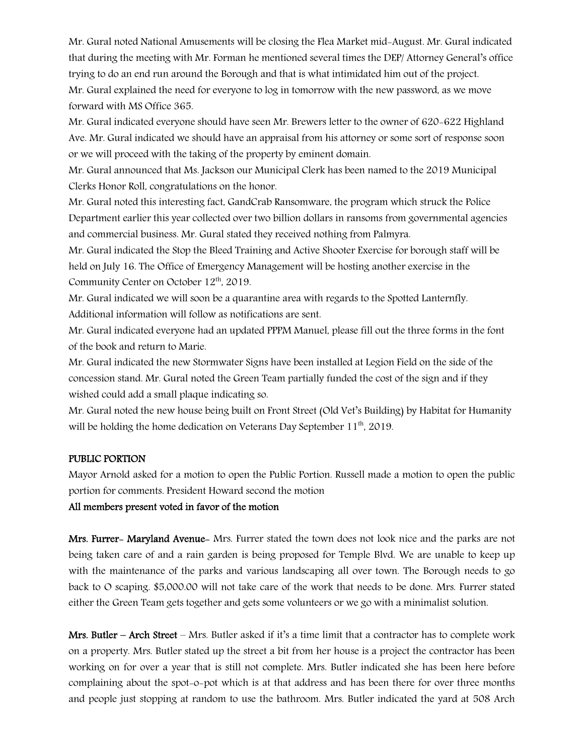Mr. Gural noted National Amusements will be closing the Flea Market mid-August. Mr. Gural indicated that during the meeting with Mr. Forman he mentioned several times the DEP/ Attorney General's office trying to do an end run around the Borough and that is what intimidated him out of the project.

Mr. Gural explained the need for everyone to log in tomorrow with the new password, as we move forward with MS Office 365.

Mr. Gural indicated everyone should have seen Mr. Brewers letter to the owner of 620-622 Highland Ave. Mr. Gural indicated we should have an appraisal from his attorney or some sort of response soon or we will proceed with the taking of the property by eminent domain.

Mr. Gural announced that Ms. Jackson our Municipal Clerk has been named to the 2019 Municipal Clerks Honor Roll, congratulations on the honor.

Mr. Gural noted this interesting fact, GandCrab Ransomware, the program which struck the Police Department earlier this year collected over two billion dollars in ransoms from governmental agencies and commercial business. Mr. Gural stated they received nothing from Palmyra.

Mr. Gural indicated the Stop the Bleed Training and Active Shooter Exercise for borough staff will be held on July 16. The Office of Emergency Management will be hosting another exercise in the Community Center on October 12th, 2019.

Mr. Gural indicated we will soon be a quarantine area with regards to the Spotted Lanternfly. Additional information will follow as notifications are sent.

Mr. Gural indicated everyone had an updated PPPM Manuel, please fill out the three forms in the font of the book and return to Marie.

Mr. Gural indicated the new Stormwater Signs have been installed at Legion Field on the side of the concession stand. Mr. Gural noted the Green Team partially funded the cost of the sign and if they wished could add a small plaque indicating so.

Mr. Gural noted the new house being built on Front Street (Old Vet's Building) by Habitat for Humanity will be holding the home dedication on Veterans Day September 11th, 2019.

**PUBLIC PORTION**

Mayor Arnold asked for a motion to open the Public Portion. Russell made a motion to open the public portion for comments. President Howard second the motion

**All members present voted in favor of the motion**

**Mrs. Furrer- Maryland Avenue**- Mrs. Furrer stated the town does not look nice and the parks are not being taken care of and a rain garden is being proposed for Temple Blvd. We are unable to keep up with the maintenance of the parks and various landscaping all over town. The Borough needs to go back to O scaping. $5,000.00 will not take care of the work that needs to be done. Mrs. Furrer stated either the Green Team gets together and gets some volunteers or we go with a minimalist solution.

**Mrs. Butler – Arch Street** – Mrs. Butler asked if it's a time limit that a contractor has to complete work on a property. Mrs. Butler stated up the street a bit from her house is a project the contractor has been working on for over a year that is still not complete. Mrs. Butler indicated she has been here before complaining about the spot-o-pot which is at that address and has been there for over three months and people just stopping at random to use the bathroom. Mrs. Butler indicated the yard at 508 Arch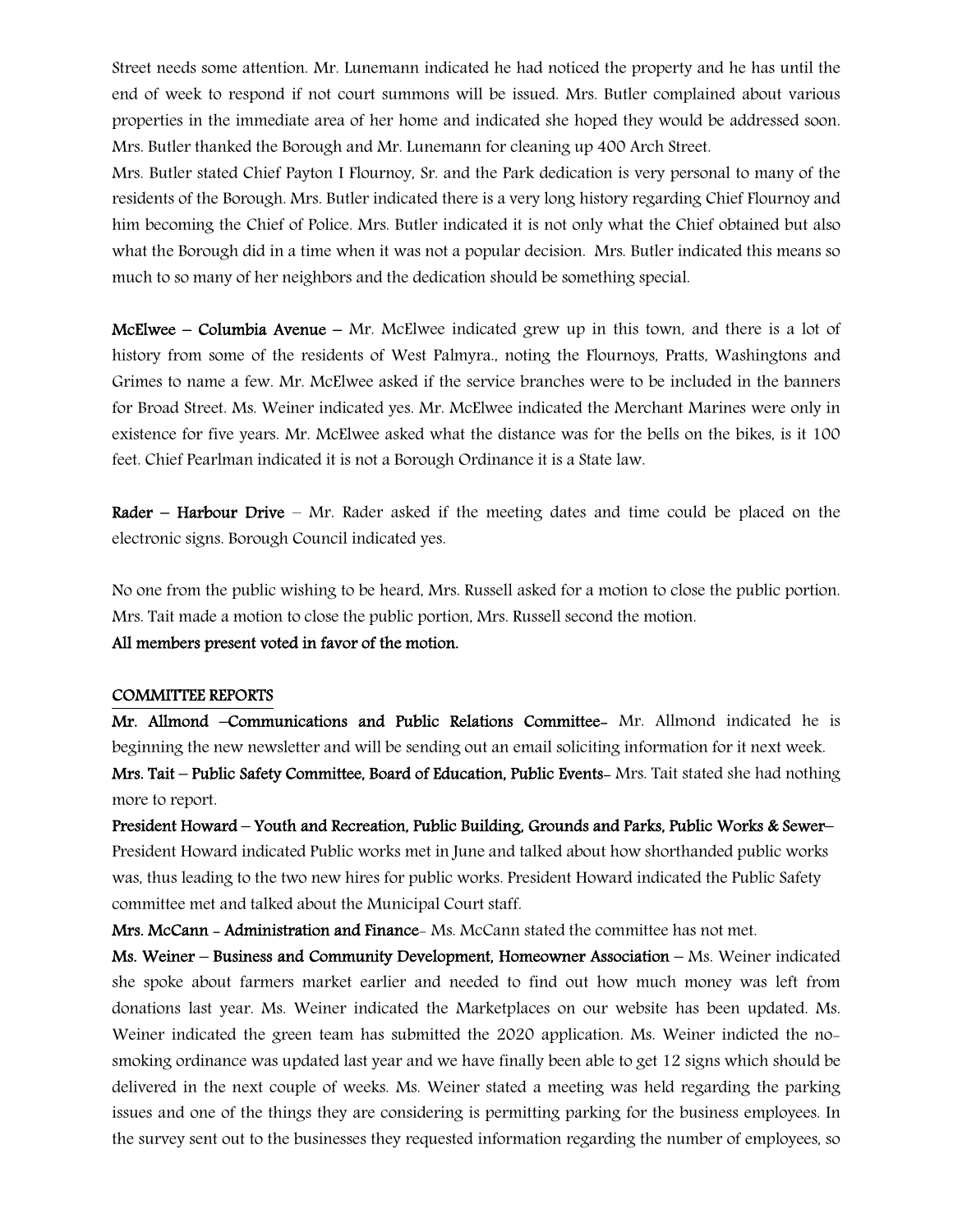Street needs some attention. Mr. Lunemann indicated he had noticed the property and he has until the end of week to respond if not court summons will be issued. Mrs. Butler complained about various properties in the immediate area of her home and indicated she hoped they would be addressed soon. Mrs. Butler thanked the Borough and Mr. Lunemann for cleaning up 400 Arch Street.

Mrs. Butler stated Chief Payton I Flournoy, Sr. and the Park dedication is very personal to many of the residents of the Borough. Mrs. Butler indicated there is a very long history regarding Chief Flournoy and him becoming the Chief of Police. Mrs. Butler indicated it is not only what the Chief obtained but also what the Borough did in a time when it was not a popular decision. Mrs. Butler indicated this means so much to so many of her neighbors and the dedication should be something special.

**McElwee – Columbia Avenue** – Mr. McElwee indicated grew up in this town, and there is a lot of history from some of the residents of West Palmyra., noting the Flournoys, Pratts, Washingtons and Grimes to name a few. Mr. McElwee asked if the service branches were to be included in the banners for Broad Street. Ms. Weiner indicated yes. Mr. McElwee indicated the Merchant Marines were only in existence for five years. Mr. McElwee asked what the distance was for the bells on the bikes, is it 100 feet. Chief Pearlman indicated it is not a Borough Ordinance it is a State law.

**Rader – Harbour Drive** – Mr. Rader asked if the meeting dates and time could be placed on the electronic signs. Borough Council indicated yes.

No one from the public wishing to be heard, Mrs. Russell asked for a motion to close the public portion. Mrs. Tait made a motion to close the public portion, Mrs. Russell second the motion.

**All members present voted in favor of the motion.**

## COMMITTEE REPORTS

**Mr. Allmond –Communications and Public Relations Committee-** Mr. Allmond indicated he is beginning the new newsletter and will be sending out an email soliciting information for it next week.

**Mrs. Tait – Public Safety Committee, Board of Education, Public Events-** Mrs. Tait stated she had nothing more to report.

**President Howard – Youth and Recreation, Public Building, Grounds and Parks, Public Works & Sewer–** President Howard indicated Public works met in June and talked about how shorthanded public works was, thus leading to the two new hires for public works. President Howard indicated the Public Safety committee met and talked about the Municipal Court staff.

**Mrs. McCann - Administration and Finance-** Ms. McCann stated the committee has not met.

**Ms. Weiner – Business and Community Development, Homeowner Association** – Ms. Weiner indicated she spoke about farmers market earlier and needed to find out how much money was left from donations last year. Ms. Weiner indicated the Marketplaces on our website has been updated. Ms. Weiner indicated the green team has submitted the 2020 application. Ms. Weiner indicted the no-smoking ordinance was updated last year and we have finally been able to get 12 signs which should be delivered in the next couple of weeks. Ms. Weiner stated a meeting was held regarding the parking issues and one of the things they are considering is permitting parking for the business employees. In the survey sent out to the businesses they requested information regarding the number of employees, so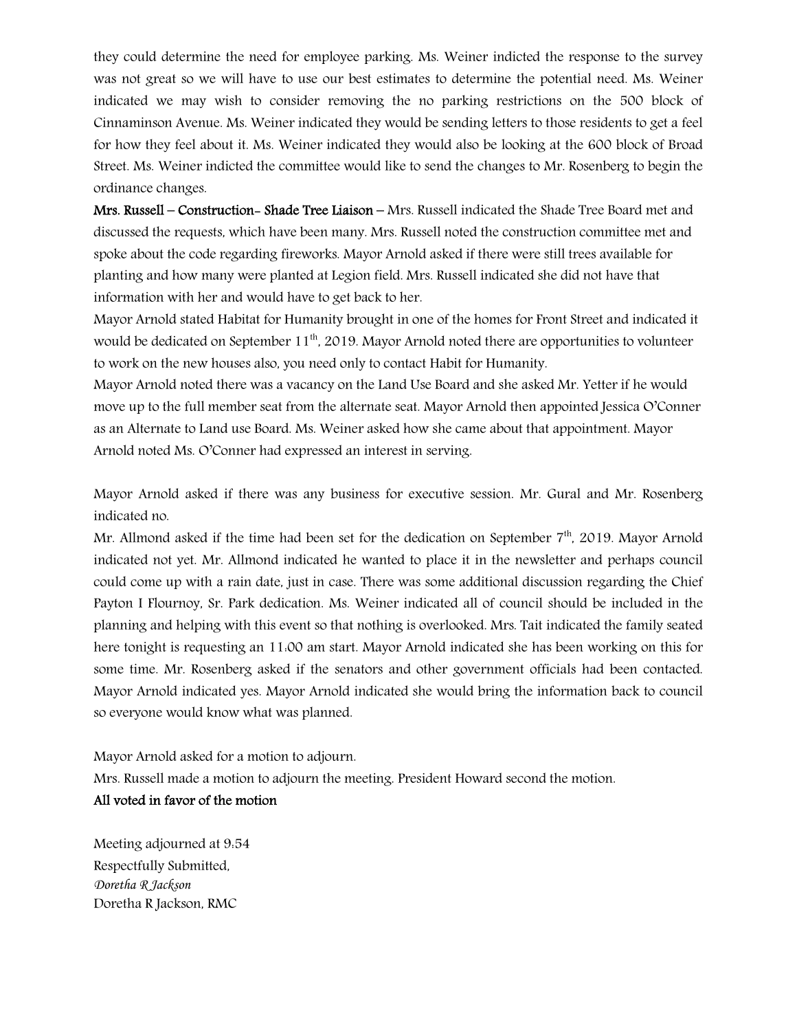they could determine the need for employee parking. Ms. Weiner indicted the response to the survey was not great so we will have to use our best estimates to determine the potential need. Ms. Weiner indicated we may wish to consider removing the no parking restrictions on the 500 block of Cinnaminson Avenue. Ms. Weiner indicated they would be sending letters to those residents to get a feel for how they feel about it. Ms. Weiner indicated they would also be looking at the 600 block of Broad Street. Ms. Weiner indicted the committee would like to send the changes to Mr. Rosenberg to begin the ordinance changes.

**Mrs. Russell – Construction- Shade Tree Liaison** – Mrs. Russell indicated the Shade Tree Board met and discussed the requests, which have been many. Mrs. Russell noted the construction committee met and spoke about the code regarding fireworks. Mayor Arnold asked if there were still trees available for planting and how many were planted at Legion field. Mrs. Russell indicated she did not have that information with her and would have to get back to her.

Mayor Arnold stated Habitat for Humanity brought in one of the homes for Front Street and indicated it would be dedicated on September 11th, 2019. Mayor Arnold noted there are opportunities to volunteer to work on the new houses also, you need only to contact Habit for Humanity.

Mayor Arnold noted there was a vacancy on the Land Use Board and she asked Mr. Yetter if he would move up to the full member seat from the alternate seat. Mayor Arnold then appointed Jessica O'Conner as an Alternate to Land use Board. Ms. Weiner asked how she came about that appointment. Mayor Arnold noted Ms. O'Conner had expressed an interest in serving.

Mayor Arnold asked if there was any business for executive session. Mr. Gural and Mr. Rosenberg indicated no.

Mr. Allmond asked if the time had been set for the dedication on September 7th, 2019. Mayor Arnold indicated not yet. Mr. Allmond indicated he wanted to place it in the newsletter and perhaps council could come up with a rain date, just in case. There was some additional discussion regarding the Chief Payton I Flournoy, Sr. Park dedication. Ms. Weiner indicated all of council should be included in the planning and helping with this event so that nothing is overlooked. Mrs. Tait indicated the family seated here tonight is requesting an 11:00 am start. Mayor Arnold indicated she has been working on this for some time. Mr. Rosenberg asked if the senators and other government officials had been contacted. Mayor Arnold indicated yes. Mayor Arnold indicated she would bring the information back to council so everyone would know what was planned.

Mayor Arnold asked for a motion to adjourn.

Mrs. Russell made a motion to adjourn the meeting. President Howard second the motion.

**All voted in favor of the motion**

Meeting adjourned at 9:54

Respectfully Submitted,

*Doretha R Jackson*

Doretha R Jackson, RMC